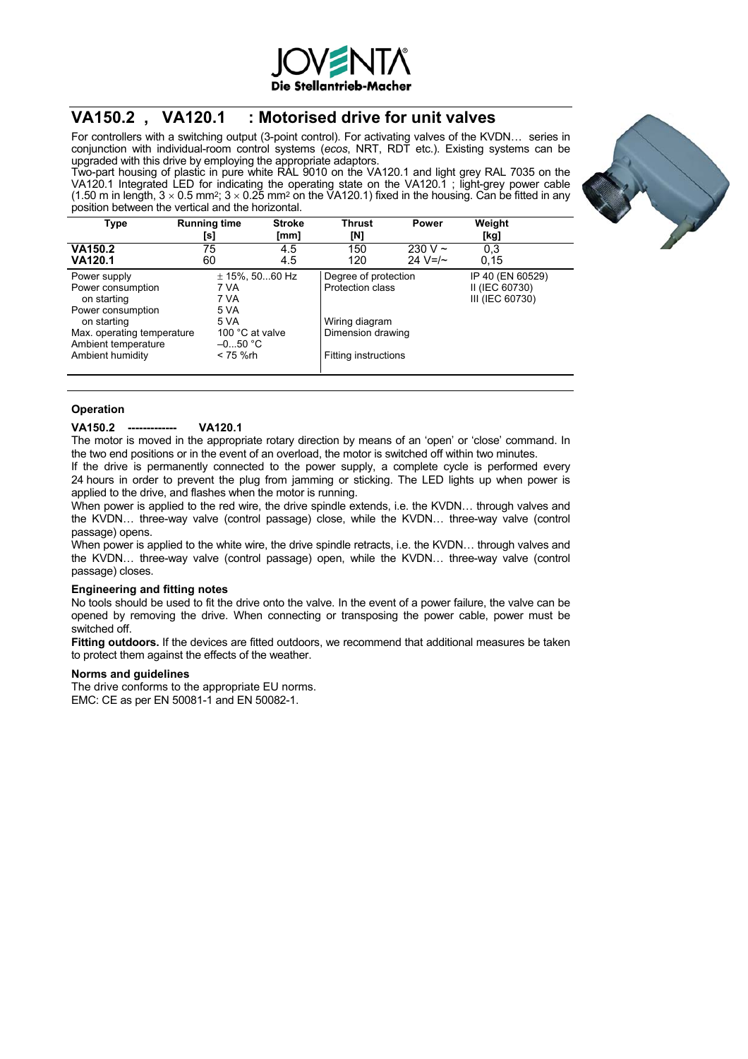# VA150.2 , VA120.1 : Motorised drive for unit valves

For controllers with a switching output (3-point control). For activating valves of the KVDN… series in conjunction with individual-room control systems (*ecos*, NRT, RDT etc.). Existing systems can be upgraded with this drive by employing the appropriate adaptors.
Two-part housing of plastic in pure white RAL 9010 on the VA120.1 and light grey RAL 7035 on the VA120.1 Integrated LED for indicating the operating state on the VA120.1 ; light-grey power cable (1.50 m in length, 3 × 0.5 mm²; 3 × 0.25 mm² on the VA120.1) fixed in the housing. Can be fitted in any position between the vertical and the horizontal.

| Type | Running time [s] | Stroke [mm] | Thrust [N] | Power | Weight [kg] |
|---|---|---|---|---|---|
| **VA150.2** | 75 | 4.5 | 150 | 230 V ~ | 0,3 |
| **VA120.1** | 60 | 4.5 | 120 | 24 V=/~ | 0,15 |

| | | | |
|---|---|---|---|
| Power supply | ± 15%, 50...60 Hz | Degree of protection | IP 40 (EN 60529) |
| Power consumption | 7 VA | Protection class | II (IEC 60730) |
| on starting | 7 VA | | III (IEC 60730) |
| Power consumption | 5 VA | | |
| on starting | 5 VA | Wiring diagram | |
| Max. operating temperature | 100 °C at valve | Dimension drawing | |
| Ambient temperature | –0...50 °C | | |
| Ambient humidity | < 75 %rh | Fitting instructions | |

### Operation

**VA150.2 ------------- VA120.1**

The motor is moved in the appropriate rotary direction by means of an 'open' or 'close' command. In the two end positions or in the event of an overload, the motor is switched off within two minutes.
If the drive is permanently connected to the power supply, a complete cycle is performed every 24 hours in order to prevent the plug from jamming or sticking. The LED lights up when power is applied to the drive, and flashes when the motor is running.
When power is applied to the red wire, the drive spindle extends, i.e. the KVDN… through valves and the KVDN… three-way valve (control passage) close, while the KVDN… three-way valve (control passage) opens.
When power is applied to the white wire, the drive spindle retracts, i.e. the KVDN… through valves and the KVDN… three-way valve (control passage) open, while the KVDN… three-way valve (control passage) closes.

### Engineering and fitting notes

No tools should be used to fit the drive onto the valve. In the event of a power failure, the valve can be opened by removing the drive. When connecting or transposing the power cable, power must be switched off.

**Fitting outdoors.** If the devices are fitted outdoors, we recommend that additional measures be taken to protect them against the effects of the weather.

### Norms and guidelines

The drive conforms to the appropriate EU norms.
EMC: CE as per EN 50081-1 and EN 50082-1.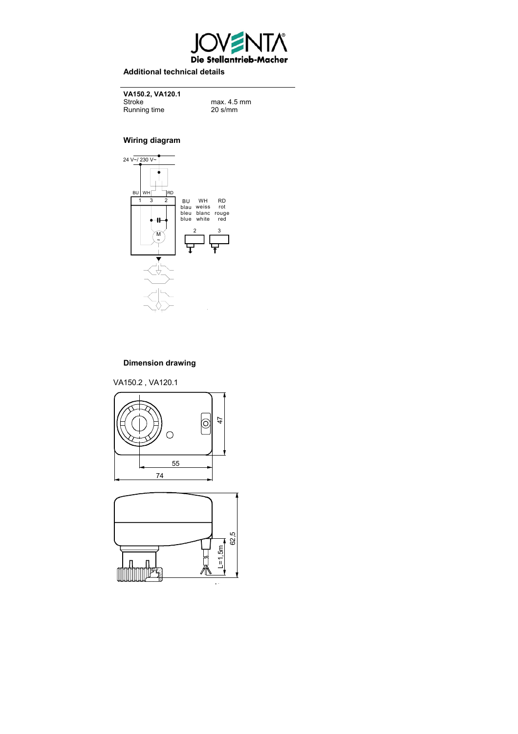**Additional technical details**

**VA150.2, VA120.1**

| | |
|---|---|
| Stroke | max. 4.5 mm |
| Running time | 20 s/mm |

**Wiring diagram**

24 V~/ 230 V~

BU WH RD

1 3 2

M ~

| BU | WH | RD |
|---|---|---|
| blau | weiss | rot |
| bleu | blanc | rouge |
| blue | white | red |

2 3

**Dimension drawing**

VA150.2 , VA120.1

47

55

74

62.5

L=1.5m